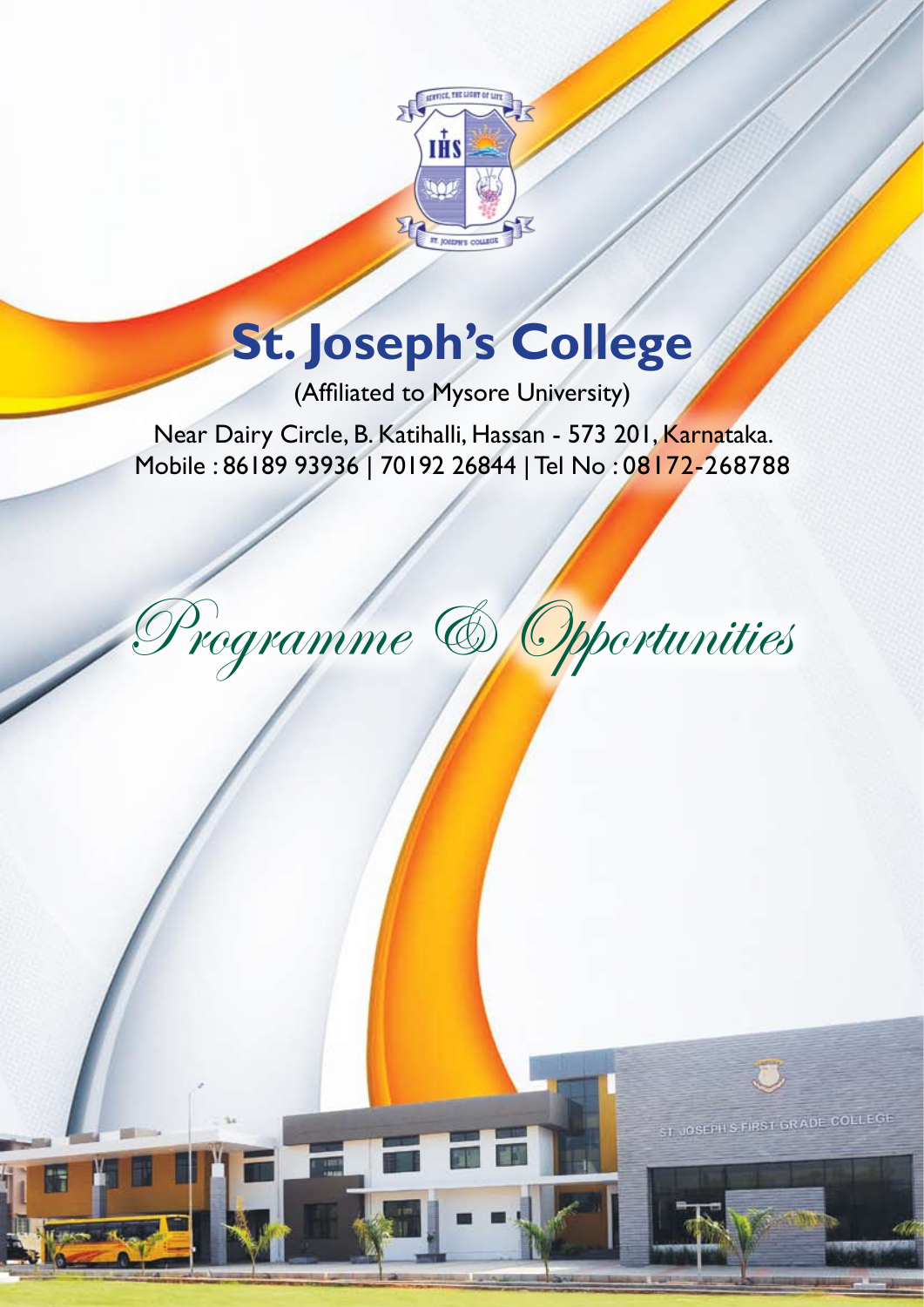# St. Joseph's College

(Affiliated to Mysore University)

Near Dairy Circle, B. Katihalli, Hassan - 573 201, Karnataka.
Mobile : 86189 93936 | 70192 26844 | Tel No : 08172-268788

## *Programme & Opportunities*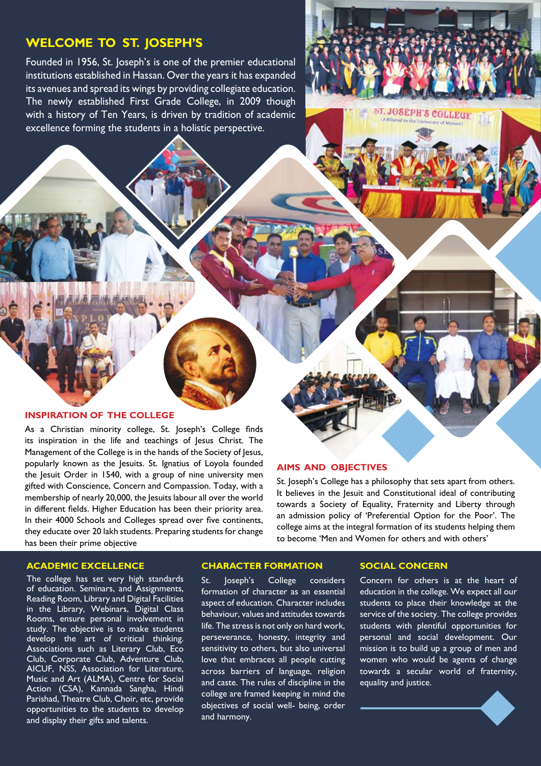## WELCOME TO ST. JOSEPH'S

Founded in 1956, St. Joseph's is one of the premier educational institutions established in Hassan. Over the years it has expanded its avenues and spread its wings by providing collegiate education. The newly established First Grade College, in 2009 though with a history of Ten Years, is driven by tradition of academic excellence forming the students in a holistic perspective.

### INSPIRATION OF THE COLLEGE

As a Christian minority college, St. Joseph's College finds its inspiration in the life and teachings of Jesus Christ. The Management of the College is in the hands of the Society of Jesus, popularly known as the Jesuits. St. Ignatius of Loyola founded the Jesuit Order in 1540, with a group of nine university men gifted with Conscience, Concern and Compassion. Today, with a membership of nearly 20,000, the Jesuits labour all over the world in different fields. Higher Education has been their priority area. In their 4000 Schools and Colleges spread over five continents, they educate over 20 lakh students. Preparing students for change has been their prime objective

### AIMS AND OBJECTIVES

St. Joseph's College has a philosophy that sets apart from others. It believes in the Jesuit and Constitutional ideal of contributing towards a Society of Equality, Fraternity and Liberty through an admission policy of 'Preferential Option for the Poor'. The college aims at the integral formation of its students helping them to become 'Men and Women for others and with others'

### ACADEMIC EXCELLENCE

The college has set very high standards of education. Seminars, and Assignments, Reading Room, Library and Digital Facilities in the Library, Webinars, Digital Class Rooms, ensure personal involvement in study. The objective is to make students develop the art of critical thinking. Associations such as Literary Club, Eco Club, Corporate Club, Adventure Club, AICUF, NSS, Association for Literature, Music and Art (ALMA), Centre for Social Action (CSA), Kannada Sangha, Hindi Parishad, Theatre Club, Choir, etc, provide opportunities to the students to develop and display their gifts and talents.

### CHARACTER FORMATION

St. Joseph's College considers formation of character as an essential aspect of education. Character includes behaviour, values and attitudes towards life. The stress is not only on hard work, perseverance, honesty, integrity and sensitivity to others, but also universal love that embraces all people cutting across barriers of language, religion and caste. The rules of discipline in the college are framed keeping in mind the objectives of social well- being, order and harmony.

### SOCIAL CONCERN

Concern for others is at the heart of education in the college. We expect all our students to place their knowledge at the service of the society. The college provides students with plentiful opportunities for personal and social development. Our mission is to build up a group of men and women who would be agents of change towards a secular world of fraternity, equality and justice.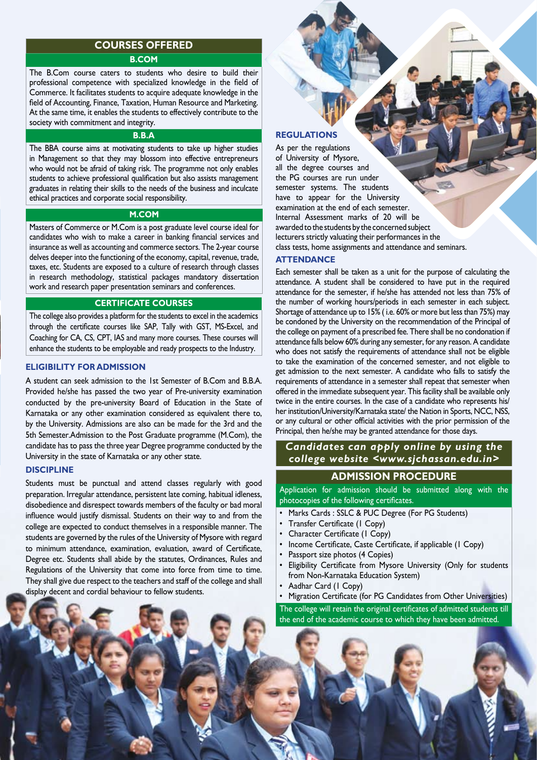## COURSES OFFERED

### B.COM

The B.Com course caters to students who desire to build their professional competence with specialized knowledge in the field of Commerce. It facilitates students to acquire adequate knowledge in the field of Accounting, Finance, Taxation, Human Resource and Marketing. At the same time, it enables the students to effectively contribute to the society with commitment and integrity.

### B.B.A

The BBA course aims at motivating students to take up higher studies in Management so that they may blossom into effective entrepreneurs who would not be afraid of taking risk. The programme not only enables students to achieve professional qualification but also assists management graduates in relating their skills to the needs of the business and inculcate ethical practices and corporate social responsibility.

### M.COM

Masters of Commerce or M.Com is a post graduate level course ideal for candidates who wish to make a career in banking financial services and insurance as well as accounting and commerce sectors. The 2-year course delves deeper into the functioning of the economy, capital, revenue, trade, taxes, etc. Students are exposed to a culture of research through classes in research methodology, statistical packages mandatory dissertation work and research paper presentation seminars and conferences.

### CERTIFICATE COURSES

The college also provides a platform for the students to excel in the academics through the certificate courses like SAP, Tally with GST, MS-Excel, and Coaching for CA, CS, CPT, IAS and many more courses. These courses will enhance the students to be employable and ready prospects to the Industry.

## ELIGIBILITY FOR ADMISSION

A student can seek admission to the 1st Semester of B.Com and B.B.A. Provided he/she has passed the two year of Pre-university examination conducted by the pre-university Board of Education in the State of Karnataka or any other examination considered as equivalent there to, by the University. Admissions are also can be made for the 3rd and the 5th Semester.Admission to the Post Graduate programme (M.Com), the candidate has to pass the three year Degree programme conducted by the University in the state of Karnataka or any other state.

## DISCIPLINE

Students must be punctual and attend classes regularly with good preparation. Irregular attendance, persistent late coming, habitual idleness, disobedience and disrespect towards members of the faculty or bad moral influence would justify dismissal. Students on their way to and from the college are expected to conduct themselves in a responsible manner. The students are governed by the rules of the University of Mysore with regard to minimum attendance, examination, evaluation, award of Certificate, Degree etc. Students shall abide by the statutes, Ordinances, Rules and Regulations of the University that come into force from time to time. They shall give due respect to the teachers and staff of the college and shall display decent and cordial behaviour to fellow students.

## REGULATIONS

As per the regulations of University of Mysore, all the degree courses and the PG courses are run under semester systems. The students have to appear for the University examination at the end of each semester. Internal Assessment marks of 20 will be awarded to the students by the concerned subject lecturers strictly valuating their performances in the class tests, home assignments and attendance and seminars.

## ATTENDANCE

Each semester shall be taken as a unit for the purpose of calculating the attendance. A student shall be considered to have put in the required attendance for the semester, if he/she has attended not less than 75% of the number of working hours/periods in each semester in each subject. Shortage of attendance up to 15% ( i.e. 60% or more but less than 75%) may be condoned by the University on the recommendation of the Principal of the college on payment of a prescribed fee. There shall be no condonation if attendance falls below 60% during any semester, for any reason. A candidate who does not satisfy the requirements of attendance shall not be eligible to take the examination of the concerned semester, and not eligible to get admission to the next semester. A candidate who falls to satisfy the requirements of attendance in a semester shall repeat that semester when offered in the immediate subsequent year. This facility shall be available only twice in the entire courses. In the case of a candidate who represents his/her institution/University/Karnataka state/ the Nation in Sports, NCC, NSS, or any cultural or other official activities with the prior permission of the Principal, then he/she may be granted attendance for those days.

***Candidates can apply online by using the college website <www.sjchassan.edu.in>***

## ADMISSION PROCEDURE

Application for admission should be submitted along with the photocopies of the following certificates.

- Marks Cards : SSLC & PUC Degree (For PG Students)
- Transfer Certificate (1 Copy)
- Character Certificate (1 Copy)
- Income Certificate, Caste Certificate, if applicable (1 Copy)
- Passport size photos (4 Copies)
- Eligibility Certificate from Mysore University (Only for students from Non-Karnataka Education System)
- Aadhar Card (1 Copy)
- Migration Certificate (for PG Candidates from Other Universities)

The college will retain the original certificates of admitted students till the end of the academic course to which they have been admitted.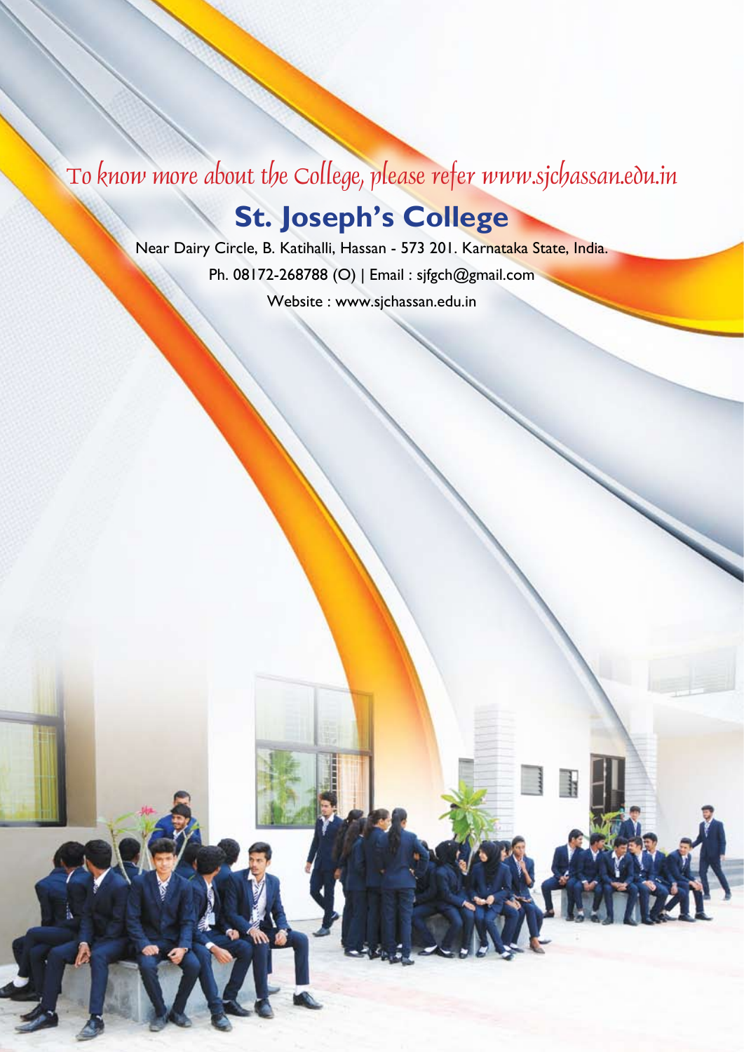*To know more about the College, please refer www.sjchassan.edu.in*

# St. Joseph's College

Near Dairy Circle, B. Katihalli, Hassan - 573 201. Karnataka State, India.

Ph. 08172-268788 (O) | Email : sjfgch@gmail.com

Website : www.sjchassan.edu.in